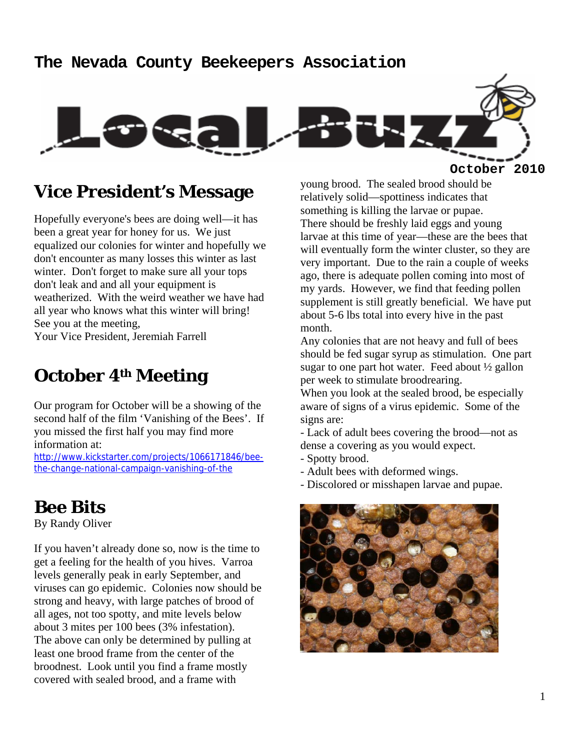# The Nevada County Beekeepers Association

# Local Buzz

October 2010

## Vice President's Message

Hopefully everyone's bees are doing well—it has been a great year for honey for us. We just equalized our colonies for winter and hopefully we don't encounter as many losses this winter as last winter. Don't forget to make sure all your tops don't leak and and all your equipment is weatherized. With the weird weather we have had all year who knows what this winter will bring! See you at the meeting,
Your Vice President, Jeremiah Farrell

## October 4th Meeting

Our program for October will be a showing of the second half of the film 'Vanishing of the Bees'. If you missed the first half you may find more information at:
http://www.kickstarter.com/projects/1066171846/bee-the-change-national-campaign-vanishing-of-the

## Bee Bits

By Randy Oliver

If you haven't already done so, now is the time to get a feeling for the health of you hives. Varroa levels generally peak in early September, and viruses can go epidemic. Colonies now should be strong and heavy, with large patches of brood of all ages, not too spotty, and mite levels below about 3 mites per 100 bees (3% infestation).
The above can only be determined by pulling at least one brood frame from the center of the broodnest. Look until you find a frame mostly covered with sealed brood, and a frame with young brood. The sealed brood should be relatively solid—spottiness indicates that something is killing the larvae or pupae.
There should be freshly laid eggs and young larvae at this time of year—these are the bees that will eventually form the winter cluster, so they are very important. Due to the rain a couple of weeks ago, there is adequate pollen coming into most of my yards. However, we find that feeding pollen supplement is still greatly beneficial. We have put about 5-6 lbs total into every hive in the past month.
Any colonies that are not heavy and full of bees should be fed sugar syrup as stimulation. One part sugar to one part hot water. Feed about ½ gallon per week to stimulate broodrearing.
When you look at the sealed brood, be especially aware of signs of a virus epidemic. Some of the signs are:

- Lack of adult bees covering the brood—not as dense a covering as you would expect.
- Spotty brood.
- Adult bees with deformed wings.
- Discolored or misshapen larvae and pupae.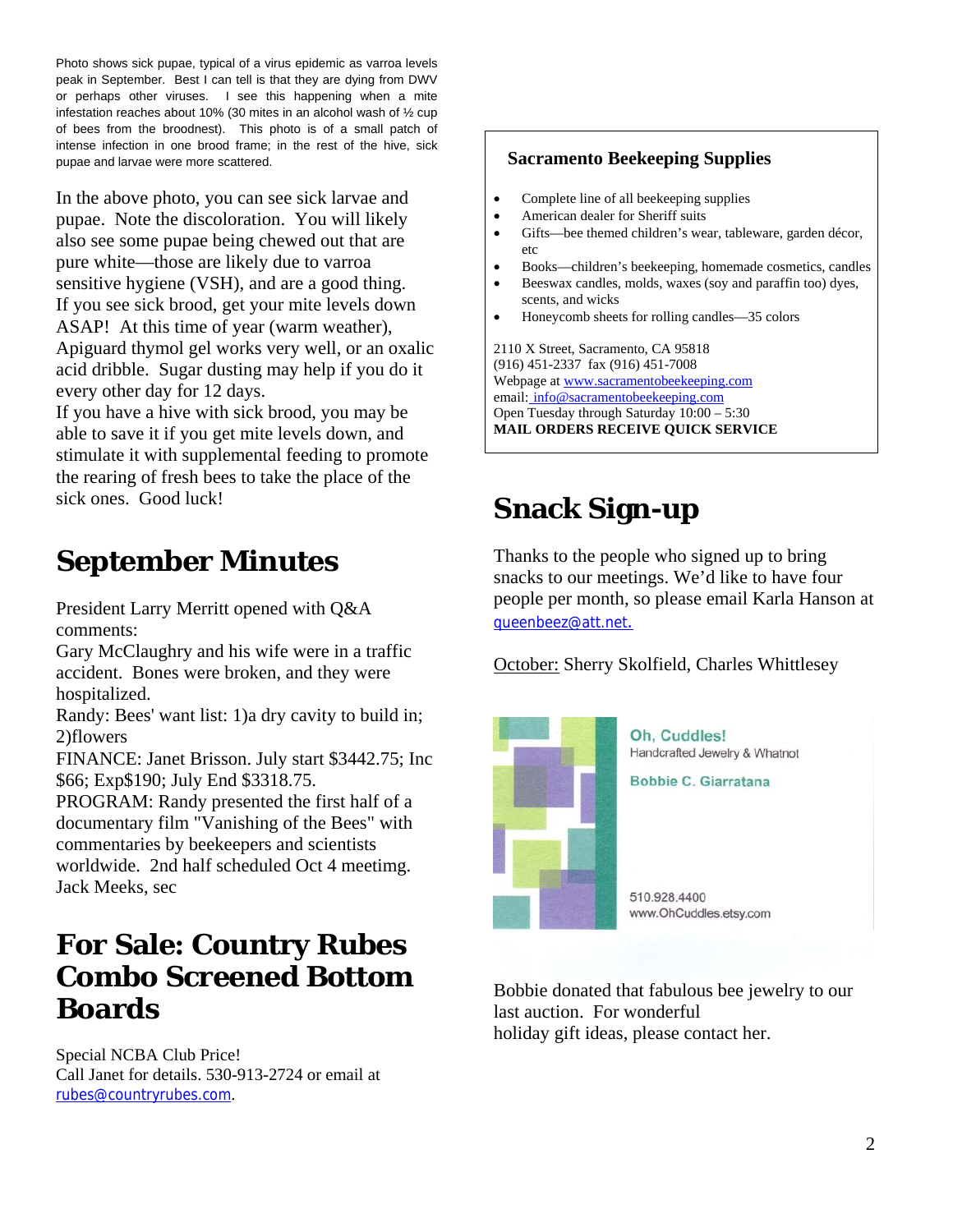Photo shows sick pupae, typical of a virus epidemic as varroa levels peak in September. Best I can tell is that they are dying from DWV or perhaps other viruses. I see this happening when a mite infestation reaches about 10% (30 mites in an alcohol wash of ½ cup of bees from the broodnest). This photo is of a small patch of intense infection in one brood frame; in the rest of the hive, sick pupae and larvae were more scattered.

In the above photo, you can see sick larvae and pupae. Note the discoloration. You will likely also see some pupae being chewed out that are pure white—those are likely due to varroa sensitive hygiene (VSH), and are a good thing. If you see sick brood, get your mite levels down ASAP! At this time of year (warm weather), Apiguard thymol gel works very well, or an oxalic acid dribble. Sugar dusting may help if you do it every other day for 12 days.
If you have a hive with sick brood, you may be able to save it if you get mite levels down, and stimulate it with supplemental feeding to promote the rearing of fresh bees to take the place of the sick ones. Good luck!

# September Minutes

President Larry Merritt opened with Q&A comments:
Gary McClaughry and his wife were in a traffic accident. Bones were broken, and they were hospitalized.
Randy: Bees' want list: 1)a dry cavity to build in; 2)flowers
FINANCE: Janet Brisson. July start $3442.75; Inc $66; Exp$190; July End $3318.75.
PROGRAM: Randy presented the first half of a documentary film "Vanishing of the Bees" with commentaries by beekeepers and scientists worldwide. 2nd half scheduled Oct 4 meetimg.
Jack Meeks, sec

# For Sale: Country Rubes Combo Screened Bottom Boards

Special NCBA Club Price!
Call Janet for details. 530-913-2724 or email at rubes@countryrubes.com.

### Sacramento Beekeeping Supplies

- Complete line of all beekeeping supplies
- American dealer for Sheriff suits
- Gifts—bee themed children's wear, tableware, garden décor, etc
- Books—children's beekeeping, homemade cosmetics, candles
- Beeswax candles, molds, waxes (soy and paraffin too) dyes, scents, and wicks
- Honeycomb sheets for rolling candles—35 colors

2110 X Street, Sacramento, CA 95818
(916) 451-2337 fax (916) 451-7008
Webpage at www.sacramentobeekeeping.com
email: info@sacramentobeekeeping.com
Open Tuesday through Saturday 10:00 – 5:30
**MAIL ORDERS RECEIVE QUICK SERVICE**

# Snack Sign-up

Thanks to the people who signed up to bring snacks to our meetings. We'd like to have four people per month, so please email Karla Hanson at queenbeez@att.net.

October: Sherry Skolfield, Charles Whittlesey

Oh, Cuddles!
Handcrafted Jewelry & Whatnot
Bobbie C. Giarratana
510.928.4400
www.OhCuddles.etsy.com

Bobbie donated that fabulous bee jewelry to our last auction. For wonderful holiday gift ideas, please contact her.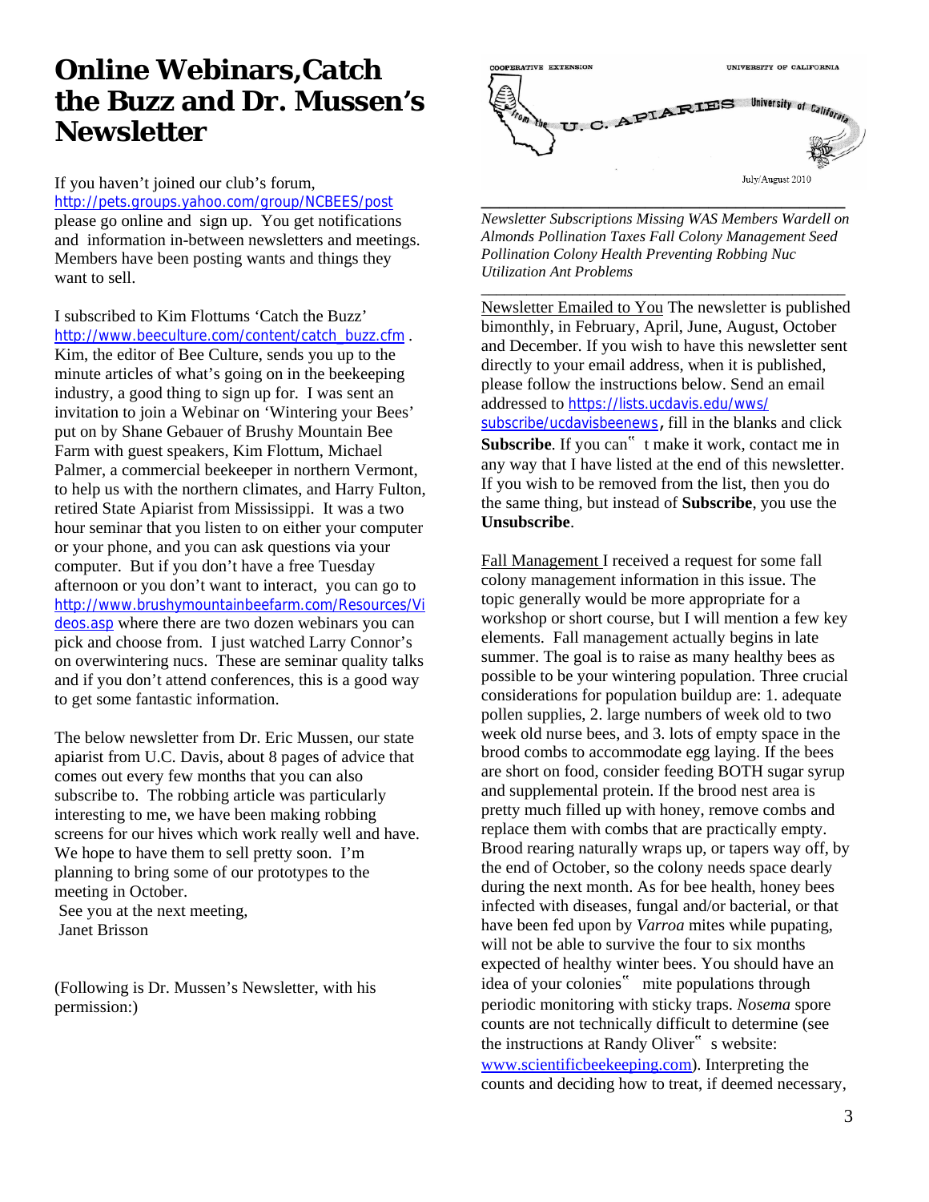# Online Webinars,Catch the Buzz and Dr. Mussen's Newsletter

If you haven't joined our club's forum, http://pets.groups.yahoo.com/group/NCBEES/post please go online and sign up. You get notifications and information in-between newsletters and meetings. Members have been posting wants and things they want to sell.

I subscribed to Kim Flottums 'Catch the Buzz' http://www.beeculture.com/content/catch_buzz.cfm . Kim, the editor of Bee Culture, sends you up to the minute articles of what's going on in the beekeeping industry, a good thing to sign up for. I was sent an invitation to join a Webinar on 'Wintering your Bees' put on by Shane Gebauer of Brushy Mountain Bee Farm with guest speakers, Kim Flottum, Michael Palmer, a commercial beekeeper in northern Vermont, to help us with the northern climates, and Harry Fulton, retired State Apiarist from Mississippi. It was a two hour seminar that you listen to on either your computer or your phone, and you can ask questions via your computer. But if you don't have a free Tuesday afternoon or you don't want to interact, you can go to http://www.brushymountainbeefarm.com/Resources/Videos.asp where there are two dozen webinars you can pick and choose from. I just watched Larry Connor's on overwintering nucs. These are seminar quality talks and if you don't attend conferences, this is a good way to get some fantastic information.

The below newsletter from Dr. Eric Mussen, our state apiarist from U.C. Davis, about 8 pages of advice that comes out every few months that you can also subscribe to. The robbing article was particularly interesting to me, we have been making robbing screens for our hives which work really well and have. We hope to have them to sell pretty soon. I'm planning to bring some of our prototypes to the meeting in October.

See you at the next meeting,
Janet Brisson

(Following is Dr. Mussen's Newsletter, with his permission:)

COOPERATIVE EXTENSION — UNIVERSITY OF CALIFORNIA

from the U. C. APIARIES University of California

July/August 2010

*Newsletter Subscriptions Missing WAS Members Wardell on Almonds Pollination Taxes Fall Colony Management Seed Pollination Colony Health Preventing Robbing Nuc Utilization Ant Problems*

Newsletter Emailed to You The newsletter is published bimonthly, in February, April, June, August, October and December. If you wish to have this newsletter sent directly to your email address, when it is published, please follow the instructions below. Send an email addressed to https://lists.ucdavis.edu/wws/subscribe/ucdavisbeenews, fill in the blanks and click **Subscribe**. If you can't make it work, contact me in any way that I have listed at the end of this newsletter. If you wish to be removed from the list, then you do the same thing, but instead of **Subscribe**, you use the **Unsubscribe**.

Fall Management I received a request for some fall colony management information in this issue. The topic generally would be more appropriate for a workshop or short course, but I will mention a few key elements. Fall management actually begins in late summer. The goal is to raise as many healthy bees as possible to be your wintering population. Three crucial considerations for population buildup are: 1. adequate pollen supplies, 2. large numbers of week old to two week old nurse bees, and 3. lots of empty space in the brood combs to accommodate egg laying. If the bees are short on food, consider feeding BOTH sugar syrup and supplemental protein. If the brood nest area is pretty much filled up with honey, remove combs and replace them with combs that are practically empty. Brood rearing naturally wraps up, or tapers way off, by the end of October, so the colony needs space dearly during the next month. As for bee health, honey bees infected with diseases, fungal and/or bacterial, or that have been fed upon by *Varroa* mites while pupating, will not be able to survive the four to six months expected of healthy winter bees. You should have an idea of your colonies' mite populations through periodic monitoring with sticky traps. *Nosema* spore counts are not technically difficult to determine (see the instructions at Randy Oliver's website: www.scientificbeekeeping.com). Interpreting the counts and deciding how to treat, if deemed necessary,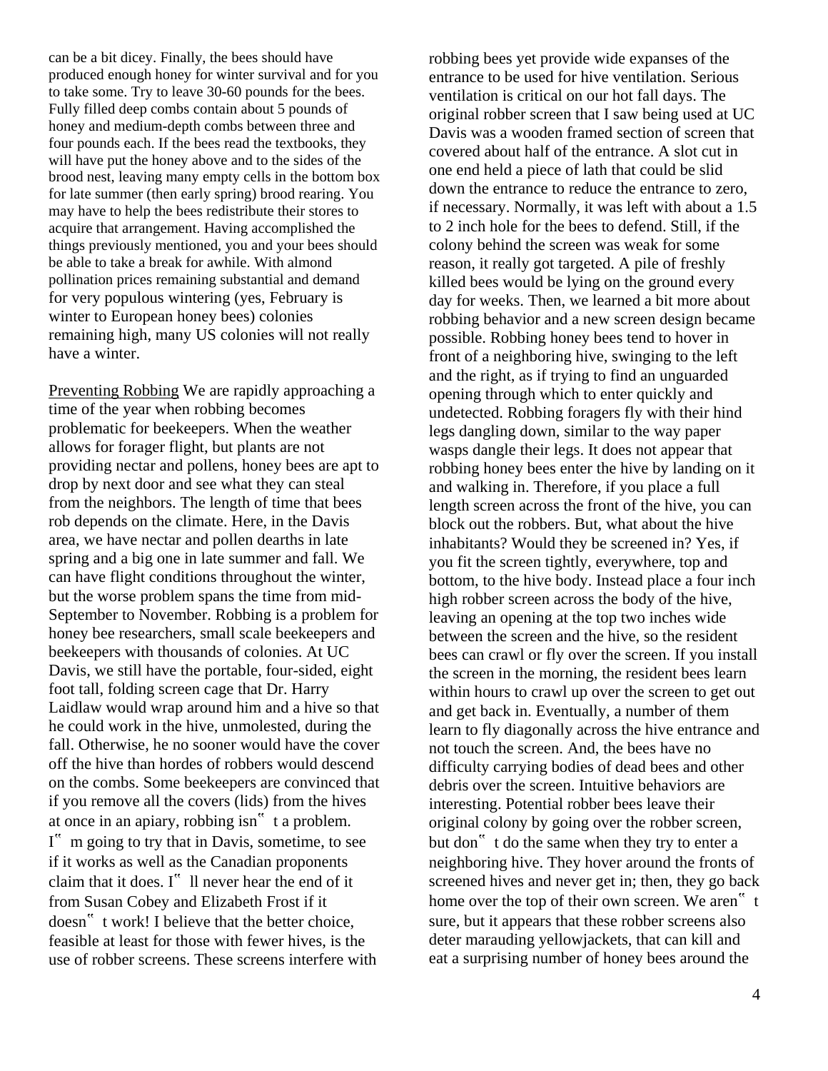can be a bit dicey. Finally, the bees should have produced enough honey for winter survival and for you to take some. Try to leave 30-60 pounds for the bees. Fully filled deep combs contain about 5 pounds of honey and medium-depth combs between three and four pounds each. If the bees read the textbooks, they will have put the honey above and to the sides of the brood nest, leaving many empty cells in the bottom box for late summer (then early spring) brood rearing. You may have to help the bees redistribute their stores to acquire that arrangement. Having accomplished the things previously mentioned, you and your bees should be able to take a break for awhile. With almond pollination prices remaining substantial and demand for very populous wintering (yes, February is winter to European honey bees) colonies remaining high, many US colonies will not really have a winter.

Preventing Robbing We are rapidly approaching a time of the year when robbing becomes problematic for beekeepers. When the weather allows for forager flight, but plants are not providing nectar and pollens, honey bees are apt to drop by next door and see what they can steal from the neighbors. The length of time that bees rob depends on the climate. Here, in the Davis area, we have nectar and pollen dearths in late spring and a big one in late summer and fall. We can have flight conditions throughout the winter, but the worse problem spans the time from mid-September to November. Robbing is a problem for honey bee researchers, small scale beekeepers and beekeepers with thousands of colonies. At UC Davis, we still have the portable, four-sided, eight foot tall, folding screen cage that Dr. Harry Laidlaw would wrap around him and a hive so that he could work in the hive, unmolested, during the fall. Otherwise, he no sooner would have the cover off the hive than hordes of robbers would descend on the combs. Some beekeepers are convinced that if you remove all the covers (lids) from the hives at once in an apiary, robbing isn't a problem. I'm going to try that in Davis, sometime, to see if it works as well as the Canadian proponents claim that it does. I'll never hear the end of it from Susan Cobey and Elizabeth Frost if it doesn't work! I believe that the better choice, feasible at least for those with fewer hives, is the use of robber screens. These screens interfere with robbing bees yet provide wide expanses of the entrance to be used for hive ventilation. Serious ventilation is critical on our hot fall days. The original robber screen that I saw being used at UC Davis was a wooden framed section of screen that covered about half of the entrance. A slot cut in one end held a piece of lath that could be slid down the entrance to reduce the entrance to zero, if necessary. Normally, it was left with about a 1.5 to 2 inch hole for the bees to defend. Still, if the colony behind the screen was weak for some reason, it really got targeted. A pile of freshly killed bees would be lying on the ground every day for weeks. Then, we learned a bit more about robbing behavior and a new screen design became possible. Robbing honey bees tend to hover in front of a neighboring hive, swinging to the left and the right, as if trying to find an unguarded opening through which to enter quickly and undetected. Robbing foragers fly with their hind legs dangling down, similar to the way paper wasps dangle their legs. It does not appear that robbing honey bees enter the hive by landing on it and walking in. Therefore, if you place a full length screen across the front of the hive, you can block out the robbers. But, what about the hive inhabitants? Would they be screened in? Yes, if you fit the screen tightly, everywhere, top and bottom, to the hive body. Instead place a four inch high robber screen across the body of the hive, leaving an opening at the top two inches wide between the screen and the hive, so the resident bees can crawl or fly over the screen. If you install the screen in the morning, the resident bees learn within hours to crawl up over the screen to get out and get back in. Eventually, a number of them learn to fly diagonally across the hive entrance and not touch the screen. And, the bees have no difficulty carrying bodies of dead bees and other debris over the screen. Intuitive behaviors are interesting. Potential robber bees leave their original colony by going over the robber screen, but don't do the same when they try to enter a neighboring hive. They hover around the fronts of screened hives and never get in; then, they go back home over the top of their own screen. We aren't sure, but it appears that these robber screens also deter marauding yellowjackets, that can kill and eat a surprising number of honey bees around the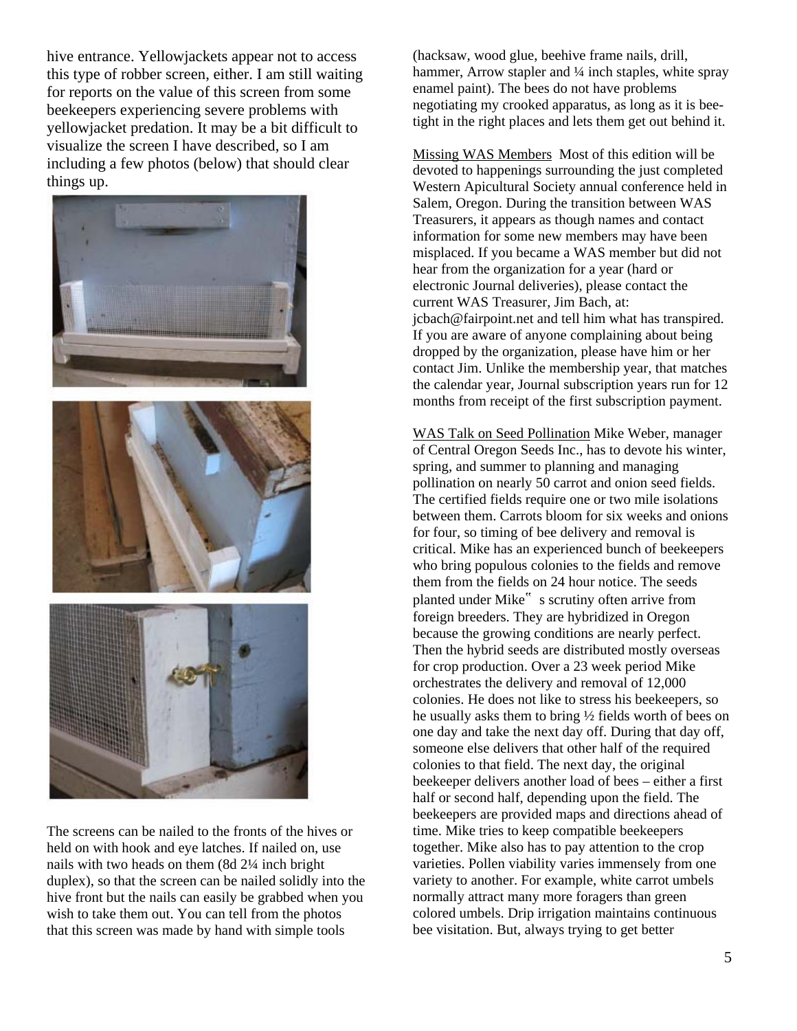hive entrance. Yellowjackets appear not to access this type of robber screen, either. I am still waiting for reports on the value of this screen from some beekeepers experiencing severe problems with yellowjacket predation. It may be a bit difficult to visualize the screen I have described, so I am including a few photos (below) that should clear things up.

The screens can be nailed to the fronts of the hives or held on with hook and eye latches. If nailed on, use nails with two heads on them (8d 2¼ inch bright duplex), so that the screen can be nailed solidly into the hive front but the nails can easily be grabbed when you wish to take them out. You can tell from the photos that this screen was made by hand with simple tools (hacksaw, wood glue, beehive frame nails, drill, hammer, Arrow stapler and ¼ inch staples, white spray enamel paint). The bees do not have problems negotiating my crooked apparatus, as long as it is bee-tight in the right places and lets them get out behind it.

Missing WAS Members Most of this edition will be devoted to happenings surrounding the just completed Western Apicultural Society annual conference held in Salem, Oregon. During the transition between WAS Treasurers, it appears as though names and contact information for some new members may have been misplaced. If you became a WAS member but did not hear from the organization for a year (hard or electronic Journal deliveries), please contact the current WAS Treasurer, Jim Bach, at: jcbach@fairpoint.net and tell him what has transpired. If you are aware of anyone complaining about being dropped by the organization, please have him or her contact Jim. Unlike the membership year, that matches the calendar year, Journal subscription years run for 12 months from receipt of the first subscription payment.

WAS Talk on Seed Pollination Mike Weber, manager of Central Oregon Seeds Inc., has to devote his winter, spring, and summer to planning and managing pollination on nearly 50 carrot and onion seed fields. The certified fields require one or two mile isolations between them. Carrots bloom for six weeks and onions for four, so timing of bee delivery and removal is critical. Mike has an experienced bunch of beekeepers who bring populous colonies to the fields and remove them from the fields on 24 hour notice. The seeds planted under Mike‟ s scrutiny often arrive from foreign breeders. They are hybridized in Oregon because the growing conditions are nearly perfect. Then the hybrid seeds are distributed mostly overseas for crop production. Over a 23 week period Mike orchestrates the delivery and removal of 12,000 colonies. He does not like to stress his beekeepers, so he usually asks them to bring ½ fields worth of bees on one day and take the next day off. During that day off, someone else delivers that other half of the required colonies to that field. The next day, the original beekeeper delivers another load of bees – either a first half or second half, depending upon the field. The beekeepers are provided maps and directions ahead of time. Mike tries to keep compatible beekeepers together. Mike also has to pay attention to the crop varieties. Pollen viability varies immensely from one variety to another. For example, white carrot umbels normally attract many more foragers than green colored umbels. Drip irrigation maintains continuous bee visitation. But, always trying to get better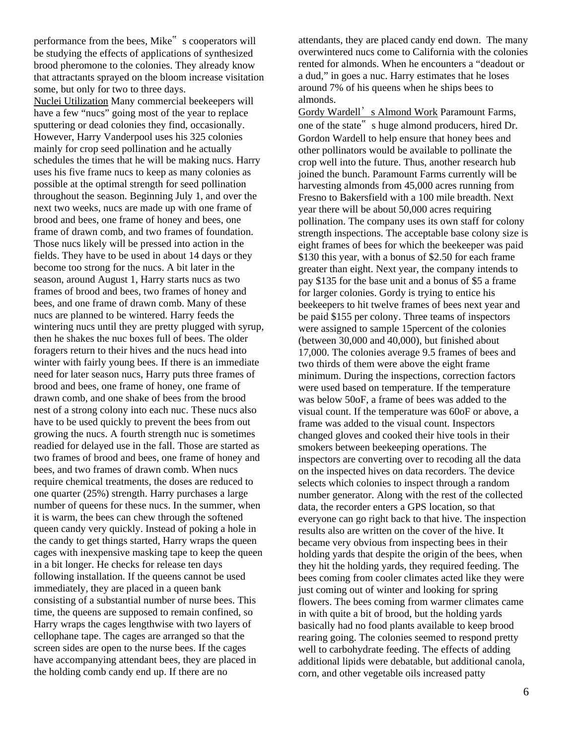performance from the bees, Mike" s cooperators will be studying the effects of applications of synthesized brood pheromone to the colonies. They already know that attractants sprayed on the bloom increase visitation some, but only for two to three days.

Nuclei Utilization Many commercial beekeepers will have a few "nucs" going most of the year to replace sputtering or dead colonies they find, occasionally. However, Harry Vanderpool uses his 325 colonies mainly for crop seed pollination and he actually schedules the times that he will be making nucs. Harry uses his five frame nucs to keep as many colonies as possible at the optimal strength for seed pollination throughout the season. Beginning July 1, and over the next two weeks, nucs are made up with one frame of brood and bees, one frame of honey and bees, one frame of drawn comb, and two frames of foundation. Those nucs likely will be pressed into action in the fields. They have to be used in about 14 days or they become too strong for the nucs. A bit later in the season, around August 1, Harry starts nucs as two frames of brood and bees, two frames of honey and bees, and one frame of drawn comb. Many of these nucs are planned to be wintered. Harry feeds the wintering nucs until they are pretty plugged with syrup, then he shakes the nuc boxes full of bees. The older foragers return to their hives and the nucs head into winter with fairly young bees. If there is an immediate need for later season nucs, Harry puts three frames of brood and bees, one frame of honey, one frame of drawn comb, and one shake of bees from the brood nest of a strong colony into each nuc. These nucs also have to be used quickly to prevent the bees from out growing the nucs. A fourth strength nuc is sometimes readied for delayed use in the fall. Those are started as two frames of brood and bees, one frame of honey and bees, and two frames of drawn comb. When nucs require chemical treatments, the doses are reduced to one quarter (25%) strength. Harry purchases a large number of queens for these nucs. In the summer, when it is warm, the bees can chew through the softened queen candy very quickly. Instead of poking a hole in the candy to get things started, Harry wraps the queen cages with inexpensive masking tape to keep the queen in a bit longer. He checks for release ten days following installation. If the queens cannot be used immediately, they are placed in a queen bank consisting of a substantial number of nurse bees. This time, the queens are supposed to remain confined, so Harry wraps the cages lengthwise with two layers of cellophane tape. The cages are arranged so that the screen sides are open to the nurse bees. If the cages have accompanying attendant bees, they are placed in the holding comb candy end up. If there are no attendants, they are placed candy end down. The many overwintered nucs come to California with the colonies rented for almonds. When he encounters a "deadout or a dud," in goes a nuc. Harry estimates that he loses around 7% of his queens when he ships bees to almonds.

Gordy Wardell' s Almond Work Paramount Farms, one of the state" s huge almond producers, hired Dr. Gordon Wardell to help ensure that honey bees and other pollinators would be available to pollinate the crop well into the future. Thus, another research hub joined the bunch. Paramount Farms currently will be harvesting almonds from 45,000 acres running from Fresno to Bakersfield with a 100 mile breadth. Next year there will be about 50,000 acres requiring pollination. The company uses its own staff for colony strength inspections. The acceptable base colony size is eight frames of bees for which the beekeeper was paid $130 this year, with a bonus of $2.50 for each frame greater than eight. Next year, the company intends to pay $135 for the base unit and a bonus of $5 a frame for larger colonies. Gordy is trying to entice his beekeepers to hit twelve frames of bees next year and be paid $155 per colony. Three teams of inspectors were assigned to sample 15percent of the colonies (between 30,000 and 40,000), but finished about 17,000. The colonies average 9.5 frames of bees and two thirds of them were above the eight frame minimum. During the inspections, correction factors were used based on temperature. If the temperature was below 50oF, a frame of bees was added to the visual count. If the temperature was 60oF or above, a frame was added to the visual count. Inspectors changed gloves and cooked their hive tools in their smokers between beekeeping operations. The inspectors are converting over to recoding all the data on the inspected hives on data recorders. The device selects which colonies to inspect through a random number generator. Along with the rest of the collected data, the recorder enters a GPS location, so that everyone can go right back to that hive. The inspection results also are written on the cover of the hive. It became very obvious from inspecting bees in their holding yards that despite the origin of the bees, when they hit the holding yards, they required feeding. The bees coming from cooler climates acted like they were just coming out of winter and looking for spring flowers. The bees coming from warmer climates came in with quite a bit of brood, but the holding yards basically had no food plants available to keep brood rearing going. The colonies seemed to respond pretty well to carbohydrate feeding. The effects of adding additional lipids were debatable, but additional canola, corn, and other vegetable oils increased patty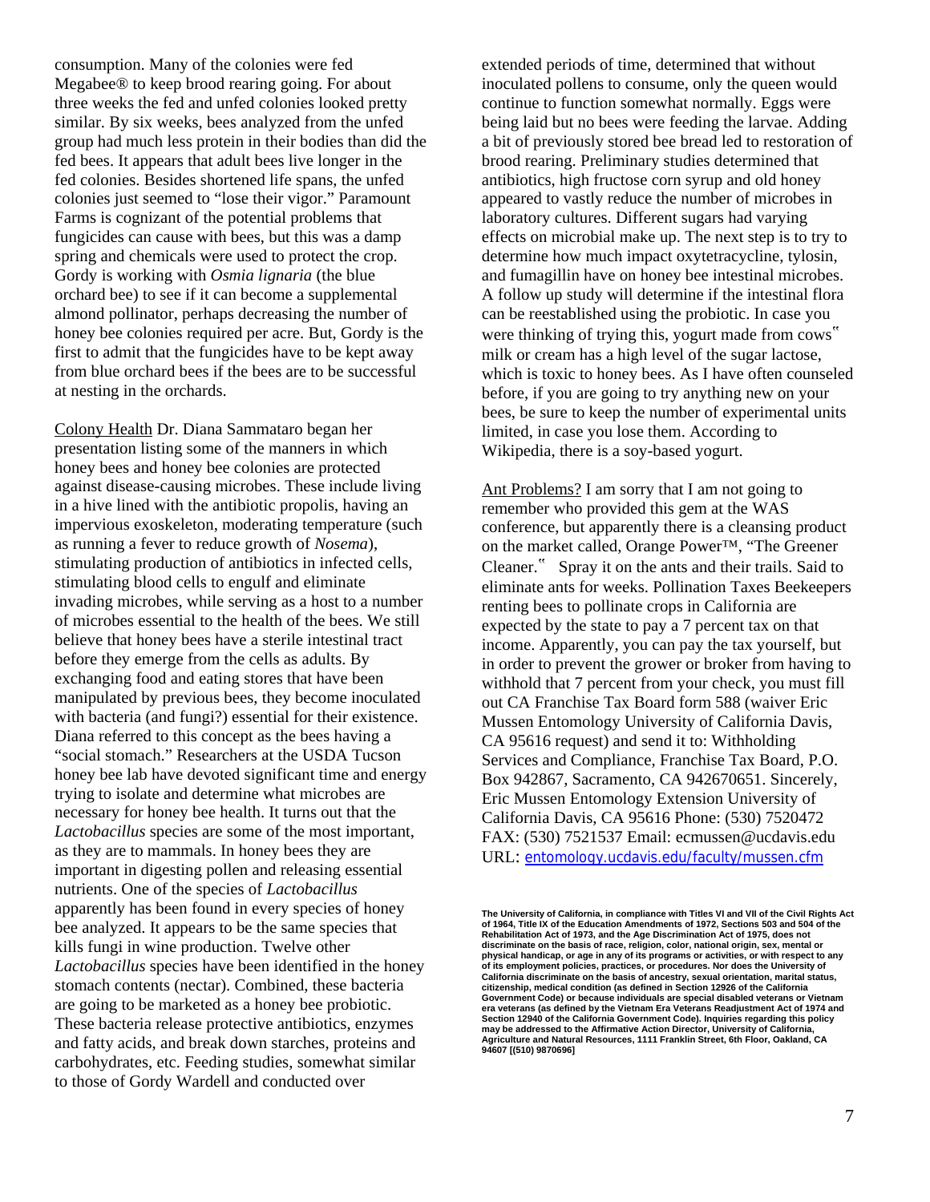consumption. Many of the colonies were fed Megabee® to keep brood rearing going. For about three weeks the fed and unfed colonies looked pretty similar. By six weeks, bees analyzed from the unfed group had much less protein in their bodies than did the fed bees. It appears that adult bees live longer in the fed colonies. Besides shortened life spans, the unfed colonies just seemed to "lose their vigor." Paramount Farms is cognizant of the potential problems that fungicides can cause with bees, but this was a damp spring and chemicals were used to protect the crop. Gordy is working with *Osmia lignaria* (the blue orchard bee) to see if it can become a supplemental almond pollinator, perhaps decreasing the number of honey bee colonies required per acre. But, Gordy is the first to admit that the fungicides have to be kept away from blue orchard bees if the bees are to be successful at nesting in the orchards.

Colony Health Dr. Diana Sammataro began her presentation listing some of the manners in which honey bees and honey bee colonies are protected against disease-causing microbes. These include living in a hive lined with the antibiotic propolis, having an impervious exoskeleton, moderating temperature (such as running a fever to reduce growth of *Nosema*), stimulating production of antibiotics in infected cells, stimulating blood cells to engulf and eliminate invading microbes, while serving as a host to a number of microbes essential to the health of the bees. We still believe that honey bees have a sterile intestinal tract before they emerge from the cells as adults. By exchanging food and eating stores that have been manipulated by previous bees, they become inoculated with bacteria (and fungi?) essential for their existence. Diana referred to this concept as the bees having a "social stomach." Researchers at the USDA Tucson honey bee lab have devoted significant time and energy trying to isolate and determine what microbes are necessary for honey bee health. It turns out that the *Lactobacillus* species are some of the most important, as they are to mammals. In honey bees they are important in digesting pollen and releasing essential nutrients. One of the species of *Lactobacillus* apparently has been found in every species of honey bee analyzed. It appears to be the same species that kills fungi in wine production. Twelve other *Lactobacillus* species have been identified in the honey stomach contents (nectar). Combined, these bacteria are going to be marketed as a honey bee probiotic. These bacteria release protective antibiotics, enzymes and fatty acids, and break down starches, proteins and carbohydrates, etc. Feeding studies, somewhat similar to those of Gordy Wardell and conducted over extended periods of time, determined that without inoculated pollens to consume, only the queen would continue to function somewhat normally. Eggs were being laid but no bees were feeding the larvae. Adding a bit of previously stored bee bread led to restoration of brood rearing. Preliminary studies determined that antibiotics, high fructose corn syrup and old honey appeared to vastly reduce the number of microbes in laboratory cultures. Different sugars had varying effects on microbial make up. The next step is to try to determine how much impact oxytetracycline, tylosin, and fumagillin have on honey bee intestinal microbes. A follow up study will determine if the intestinal flora can be reestablished using the probiotic. In case you were thinking of trying this, yogurt made from cows" milk or cream has a high level of the sugar lactose, which is toxic to honey bees. As I have often counseled before, if you are going to try anything new on your bees, be sure to keep the number of experimental units limited, in case you lose them. According to Wikipedia, there is a soy-based yogurt.

Ant Problems? I am sorry that I am not going to remember who provided this gem at the WAS conference, but apparently there is a cleansing product on the market called, Orange Power™, "The Greener Cleaner." Spray it on the ants and their trails. Said to eliminate ants for weeks. Pollination Taxes Beekeepers renting bees to pollinate crops in California are expected by the state to pay a 7 percent tax on that income. Apparently, you can pay the tax yourself, but in order to prevent the grower or broker from having to withhold that 7 percent from your check, you must fill out CA Franchise Tax Board form 588 (waiver Eric Mussen Entomology University of California Davis, CA 95616 request) and send it to: Withholding Services and Compliance, Franchise Tax Board, P.O. Box 942867, Sacramento, CA 942670651. Sincerely, Eric Mussen Entomology Extension University of California Davis, CA 95616 Phone: (530) 7520472 FAX: (530) 7521537 Email: ecmussen@ucdavis.edu URL: entomology.ucdavis.edu/faculty/mussen.cfm

**The University of California, in compliance with Titles VI and VII of the Civil Rights Act of 1964, Title IX of the Education Amendments of 1972, Sections 503 and 504 of the Rehabilitation Act of 1973, and the Age Discrimination Act of 1975, does not discriminate on the basis of race, religion, color, national origin, sex, mental or physical handicap, or age in any of its programs or activities, or with respect to any of its employment policies, practices, or procedures. Nor does the University of California discriminate on the basis of ancestry, sexual orientation, marital status, citizenship, medical condition (as defined in Section 12926 of the California Government Code) or because individuals are special disabled veterans or Vietnam era veterans (as defined by the Vietnam Era Veterans Readjustment Act of 1974 and Section 12940 of the California Government Code). Inquiries regarding this policy may be addressed to the Affirmative Action Director, University of California, Agriculture and Natural Resources, 1111 Franklin Street, 6th Floor, Oakland, CA 94607 [(510) 9870696]**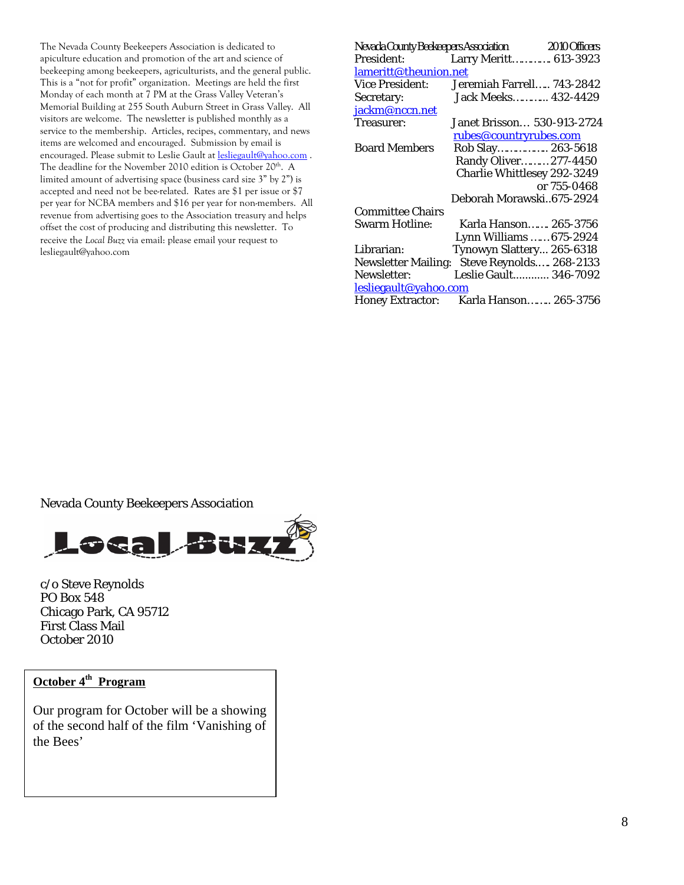The Nevada County Beekeepers Association is dedicated to apiculture education and promotion of the art and science of beekeeping among beekeepers, agriculturists, and the general public. This is a "not for profit" organization. Meetings are held the first Monday of each month at 7 PM at the Grass Valley Veteran's Memorial Building at 255 South Auburn Street in Grass Valley. All visitors are welcome. The newsletter is published monthly as a service to the membership. Articles, recipes, commentary, and news items are welcomed and encouraged. Submission by email is encouraged. Please submit to Leslie Gault at lesliegault@yahoo.com . The deadline for the November 2010 edition is October 20th. A limited amount of advertising space (business card size 3" by 2") is accepted and need not be bee-related. Rates are $1 per issue or $7 per year for NCBA members and $16 per year for non-members. All revenue from advertising goes to the Association treasury and helps offset the cost of producing and distributing this newsletter. To receive the *Local Buzz* via email: please email your request to lesliegault@yahoo.com

**Nevada County Beekeepers Association — 2010 Officers**

President: Larry Meritt………… 613-3923
lameritt@theunion.net
Vice President: Jeremiah Farrell….. 743-2842
Secretary: Jack Meeks………. 432-4429
jackm@nccn.net
Treasurer: Janet Brisson… 530-913-2724
rubes@countryrubes.com
Board Members: Rob Slay…………… 263-5618
Randy Oliver……..277-4450
Charlie Whittlesey 292-3249
or 755-0468
Deborah Morawski..675-2924

Committee Chairs
Swarm Hotline: Karla Hanson…… 265-3756
Lynn Williams ……675-2924
Librarian: Tynowyn Slattery… 265-6318
Newsletter Mailing: Steve Reynolds…. 268-2133
Newsletter: Leslie Gault………… 346-7092
lesliegault@yahoo.com
Honey Extractor: Karla Hanson……. 265-3756

Nevada County Beekeepers Association

**Local Buzz**

c/o Steve Reynolds
PO Box 548
Chicago Park, CA 95712
First Class Mail
October 2010

**October 4th Program**

Our program for October will be a showing of the second half of the film 'Vanishing of the Bees'